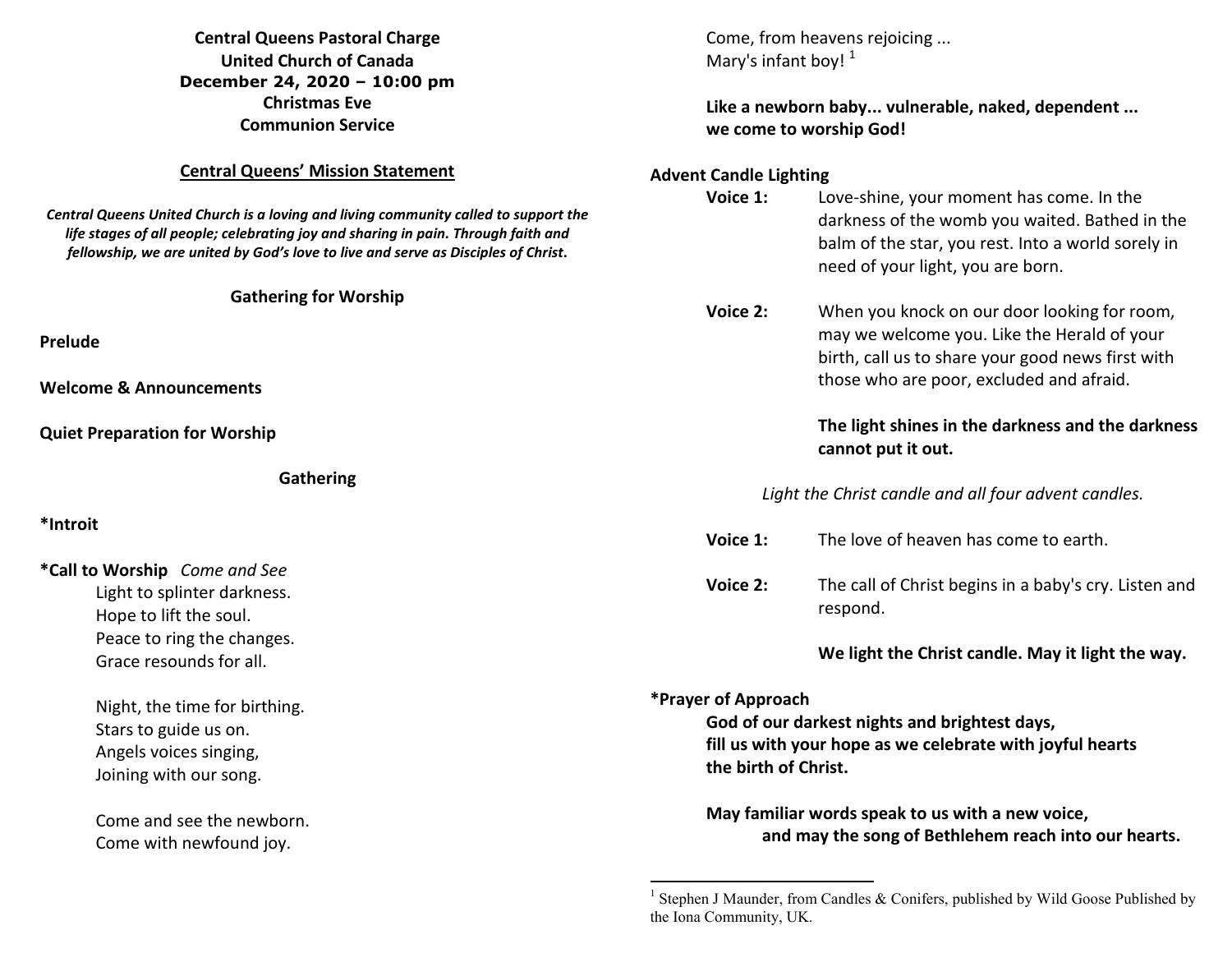**Central Queens Pastoral Charge**
**United Church of Canada**
**December 24, 2020 – 10:00 pm**
**Christmas Eve**
**Communion Service**

## Central Queens' Mission Statement

***Central Queens United Church is a loving and living community called to support the life stages of all people; celebrating joy and sharing in pain. Through faith and fellowship, we are united by God's love to live and serve as Disciples of Christ.***

## Gathering for Worship

**Prelude**

**Welcome & Announcements**

**Quiet Preparation for Worship**

### Gathering

**\*Introit**

**\*Call to Worship** *Come and See*

Light to splinter darkness.
Hope to lift the soul.
Peace to ring the changes.
Grace resounds for all.

Night, the time for birthing.
Stars to guide us on.
Angels voices singing,
Joining with our song.

Come and see the newborn.
Come with newfound joy.
Come, from heavens rejoicing ...
Mary's infant boy! [1]

**Like a newborn baby... vulnerable, naked, dependent ...**
**we come to worship God!**

**Advent Candle Lighting**

**Voice 1:** Love-shine, your moment has come. In the darkness of the womb you waited. Bathed in the balm of the star, you rest. Into a world sorely in need of your light, you are born.

**Voice 2:** When you knock on our door looking for room, may we welcome you. Like the Herald of your birth, call us to share your good news first with those who are poor, excluded and afraid.

**The light shines in the darkness and the darkness cannot put it out.**

*Light the Christ candle and all four advent candles.*

**Voice 1:** The love of heaven has come to earth.

**Voice 2:** The call of Christ begins in a baby's cry. Listen and respond.

**We light the Christ candle. May it light the way.**

**\*Prayer of Approach**

**God of our darkest nights and brightest days,**
**fill us with your hope as we celebrate with joyful hearts**
**the birth of Christ.**

**May familiar words speak to us with a new voice,**
**and may the song of Bethlehem reach into our hearts.**

---

[1] Stephen J Maunder, from Candles & Conifers, published by Wild Goose Published by the Iona Community, UK.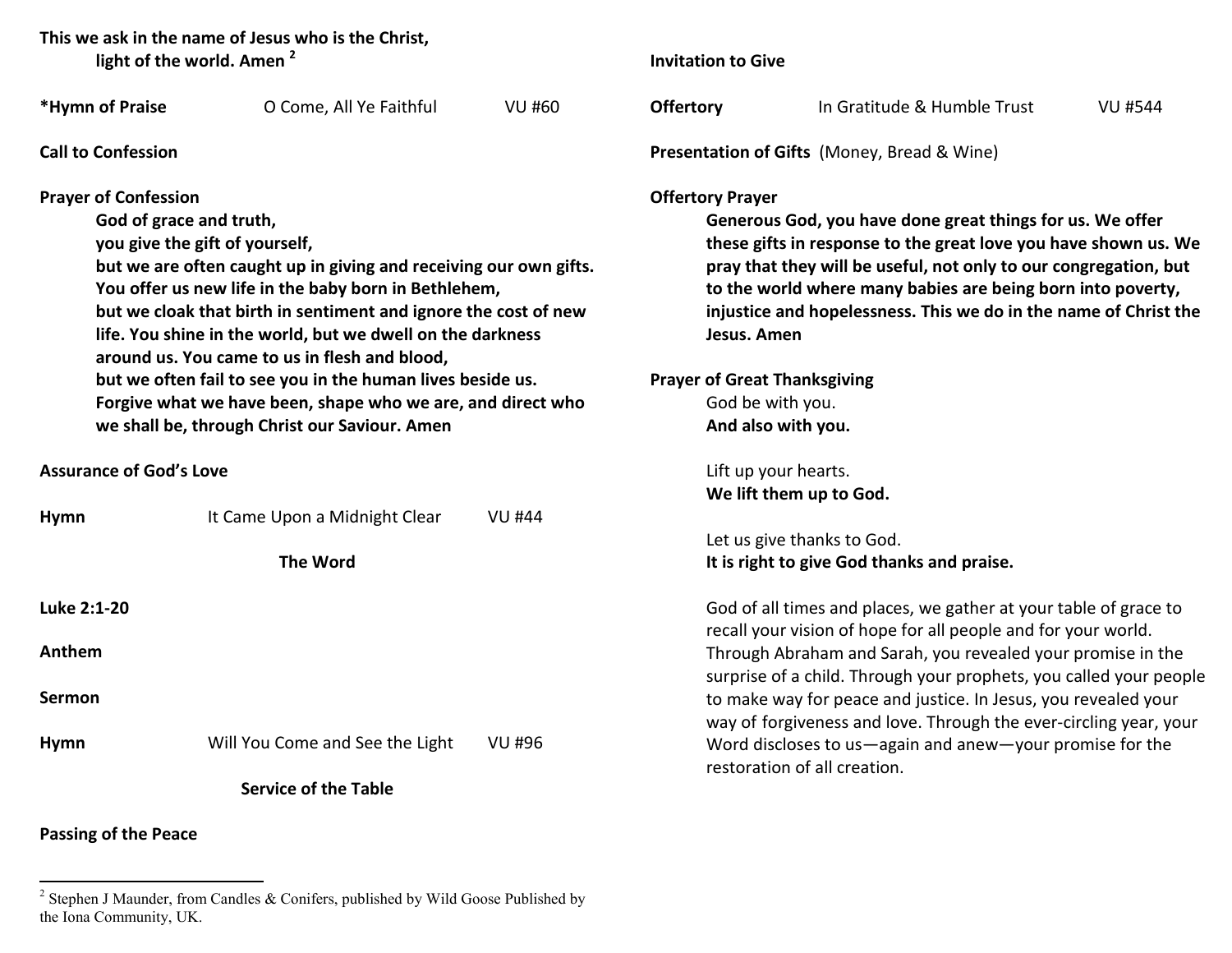**This we ask in the name of Jesus who is the Christ,**
**light of the world. Amen** [2]

**\*Hymn of Praise** O Come, All Ye Faithful VU #60

**Call to Confession**

**Prayer of Confession**

**God of grace and truth,**
**you give the gift of yourself,**
**but we are often caught up in giving and receiving our own gifts.**
**You offer us new life in the baby born in Bethlehem,**
**but we cloak that birth in sentiment and ignore the cost of new life. You shine in the world, but we dwell on the darkness around us. You came to us in flesh and blood,**
**but we often fail to see you in the human lives beside us.**
**Forgive what we have been, shape who we are, and direct who we shall be, through Christ our Saviour. Amen**

**Assurance of God's Love**

**Hymn** It Came Upon a Midnight Clear VU #44

## The Word

**Luke 2:1-20**

**Anthem**

**Sermon**

**Hymn** Will You Come and See the Light VU #96

## Service of the Table

**Passing of the Peace**

**Invitation to Give**

**Offertory** In Gratitude & Humble Trust VU #544

**Presentation of Gifts** (Money, Bread & Wine)

**Offertory Prayer**

**Generous God, you have done great things for us. We offer these gifts in response to the great love you have shown us. We pray that they will be useful, not only to our congregation, but to the world where many babies are being born into poverty, injustice and hopelessness. This we do in the name of Christ the Jesus. Amen**

**Prayer of Great Thanksgiving**

God be with you.
**And also with you.**

Lift up your hearts.
**We lift them up to God.**

Let us give thanks to God.
**It is right to give God thanks and praise.**

God of all times and places, we gather at your table of grace to recall your vision of hope for all people and for your world. Through Abraham and Sarah, you revealed your promise in the surprise of a child. Through your prophets, you called your people to make way for peace and justice. In Jesus, you revealed your way of forgiveness and love. Through the ever-circling year, your Word discloses to us—again and anew—your promise for the restoration of all creation.

[2] Stephen J Maunder, from Candles & Conifers, published by Wild Goose Published by the Iona Community, UK.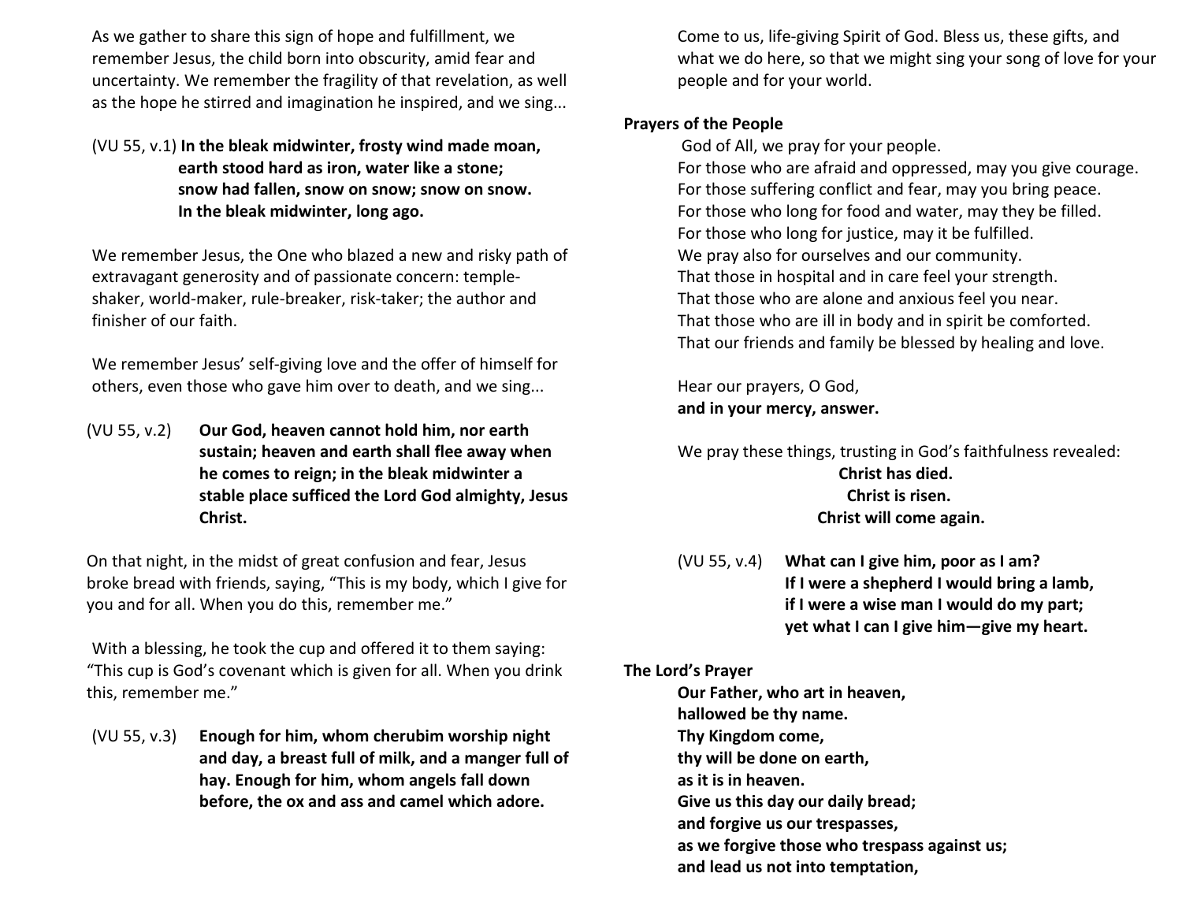As we gather to share this sign of hope and fulfillment, we remember Jesus, the child born into obscurity, amid fear and uncertainty. We remember the fragility of that revelation, as well as the hope he stirred and imagination he inspired, and we sing...

(VU 55, v.1) **In the bleak midwinter, frosty wind made moan,**
**earth stood hard as iron, water like a stone;**
**snow had fallen, snow on snow; snow on snow.**
**In the bleak midwinter, long ago.**

We remember Jesus, the One who blazed a new and risky path of extravagant generosity and of passionate concern: temple-shaker, world-maker, rule-breaker, risk-taker; the author and finisher of our faith.

We remember Jesus' self-giving love and the offer of himself for others, even those who gave him over to death, and we sing...

(VU 55, v.2) **Our God, heaven cannot hold him, nor earth sustain; heaven and earth shall flee away when he comes to reign; in the bleak midwinter a stable place sufficed the Lord God almighty, Jesus Christ.**

On that night, in the midst of great confusion and fear, Jesus broke bread with friends, saying, "This is my body, which I give for you and for all. When you do this, remember me."

With a blessing, he took the cup and offered it to them saying: "This cup is God's covenant which is given for all. When you drink this, remember me."

(VU 55, v.3) **Enough for him, whom cherubim worship night and day, a breast full of milk, and a manger full of hay. Enough for him, whom angels fall down before, the ox and ass and camel which adore.**

Come to us, life-giving Spirit of God. Bless us, these gifts, and what we do here, so that we might sing your song of love for your people and for your world.

**Prayers of the People**

God of All, we pray for your people.
For those who are afraid and oppressed, may you give courage.
For those suffering conflict and fear, may you bring peace.
For those who long for food and water, may they be filled.
For those who long for justice, may it be fulfilled.
We pray also for ourselves and our community.
That those in hospital and in care feel your strength.
That those who are alone and anxious feel you near.
That those who are ill in body and in spirit be comforted.
That our friends and family be blessed by healing and love.

Hear our prayers, O God,
**and in your mercy, answer.**

We pray these things, trusting in God's faithfulness revealed:

**Christ has died.**
**Christ is risen.**
**Christ will come again.**

(VU 55, v.4) **What can I give him, poor as I am?**
**If I were a shepherd I would bring a lamb,**
**if I were a wise man I would do my part;**
**yet what I can I give him—give my heart.**

**The Lord's Prayer**

**Our Father, who art in heaven,**
**hallowed be thy name.**
**Thy Kingdom come,**
**thy will be done on earth,**
**as it is in heaven.**
**Give us this day our daily bread;**
**and forgive us our trespasses,**
**as we forgive those who trespass against us;**
**and lead us not into temptation,**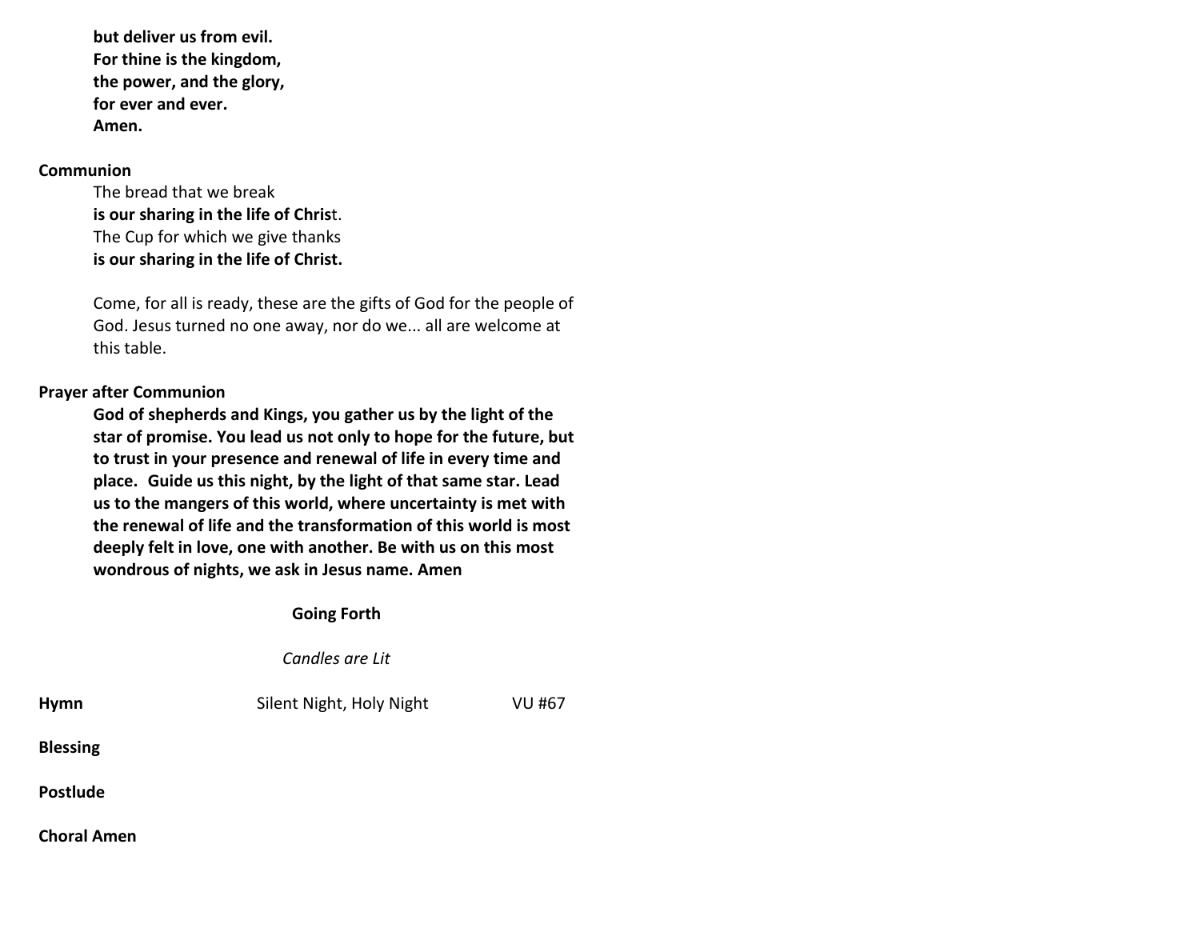**but deliver us from evil.**
**For thine is the kingdom,**
**the power, and the glory,**
**for ever and ever.**
**Amen.**

**Communion**

The bread that we break
**is our sharing in the life of Chris**t.
The Cup for which we give thanks
**is our sharing in the life of Christ.**

Come, for all is ready, these are the gifts of God for the people of God. Jesus turned no one away, nor do we... all are welcome at this table.

**Prayer after Communion**

**God of shepherds and Kings, you gather us by the light of the star of promise. You lead us not only to hope for the future, but to trust in your presence and renewal of life in every time and place. Guide us this night, by the light of that same star. Lead us to the mangers of this world, where uncertainty is met with the renewal of life and the transformation of this world is most deeply felt in love, one with another. Be with us on this most wondrous of nights, we ask in Jesus name. Amen**

**Going Forth**

*Candles are Lit*

**Hymn** Silent Night, Holy Night VU #67

**Blessing**

**Postlude**

**Choral Amen**